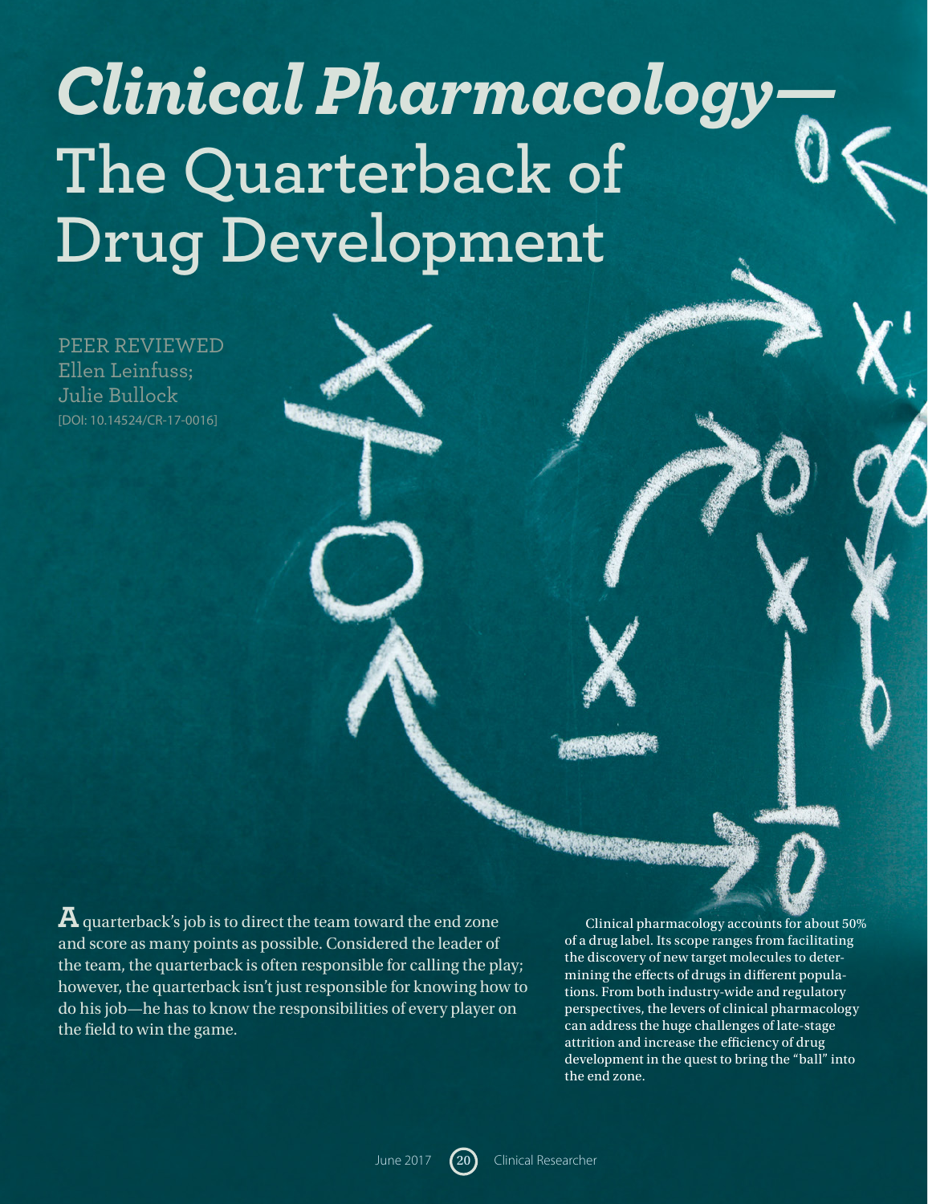# *Clinical Pharmacology—* The Quarterback of Drug Development

PEER REVIEWED
Ellen Leinfuss;
Julie Bullock
[DOI: 10.14524/CR-17-0016]

A quarterback's job is to direct the team toward the end zone and score as many points as possible. Considered the leader of the team, the quarterback is often responsible for calling the play; however, the quarterback isn't just responsible for knowing how to do his job—he has to know the responsibilities of every player on the field to win the game.

Clinical pharmacology accounts for about 50% of a drug label. Its scope ranges from facilitating the discovery of new target molecules to determining the effects of drugs in different populations. From both industry-wide and regulatory perspectives, the levers of clinical pharmacology can address the huge challenges of late-stage attrition and increase the efficiency of drug development in the quest to bring the "ball" into the end zone.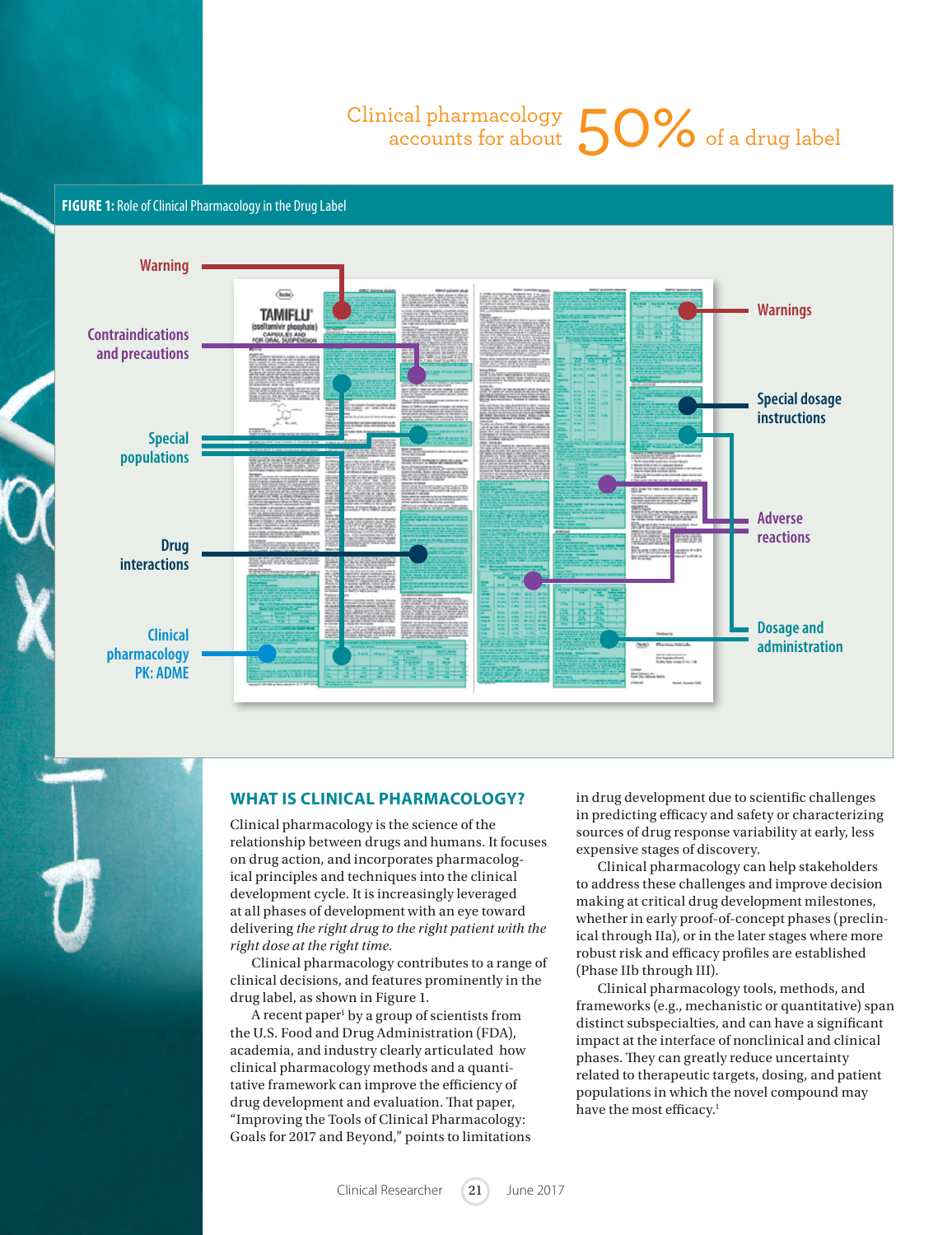Clinical pharmacology accounts for about **50%** of a drug label

**FIGURE 1:** Role of Clinical Pharmacology in the Drug Label

Warning

Contraindications and precautions

Special populations

Drug interactions

Clinical pharmacology PK: ADME

Warnings

Special dosage instructions

Adverse reactions

Dosage and administration

## WHAT IS CLINICAL PHARMACOLOGY?

Clinical pharmacology is the science of the relationship between drugs and humans. It focuses on drug action, and incorporates pharmacological principles and techniques into the clinical development cycle. It is increasingly leveraged at all phases of development with an eye toward delivering *the right drug to the right patient with the right dose at the right time.*

Clinical pharmacology contributes to a range of clinical decisions, and features prominently in the drug label, as shown in Figure 1.

A recent paper[1] by a group of scientists from the U.S. Food and Drug Administration (FDA), academia, and industry clearly articulated how clinical pharmacology methods and a quantitative framework can improve the efficiency of drug development and evaluation. That paper, "Improving the Tools of Clinical Pharmacology: Goals for 2017 and Beyond," points to limitations in drug development due to scientific challenges in predicting efficacy and safety or characterizing sources of drug response variability at early, less expensive stages of discovery.

Clinical pharmacology can help stakeholders to address these challenges and improve decision making at critical drug development milestones, whether in early proof-of-concept phases (preclinical through IIa), or in the later stages where more robust risk and efficacy profiles are established (Phase IIb through III).

Clinical pharmacology tools, methods, and frameworks (e.g., mechanistic or quantitative) span distinct subspecialties, and can have a significant impact at the interface of nonclinical and clinical phases. They can greatly reduce uncertainty related to therapeutic targets, dosing, and patient populations in which the novel compound may have the most efficacy.[1]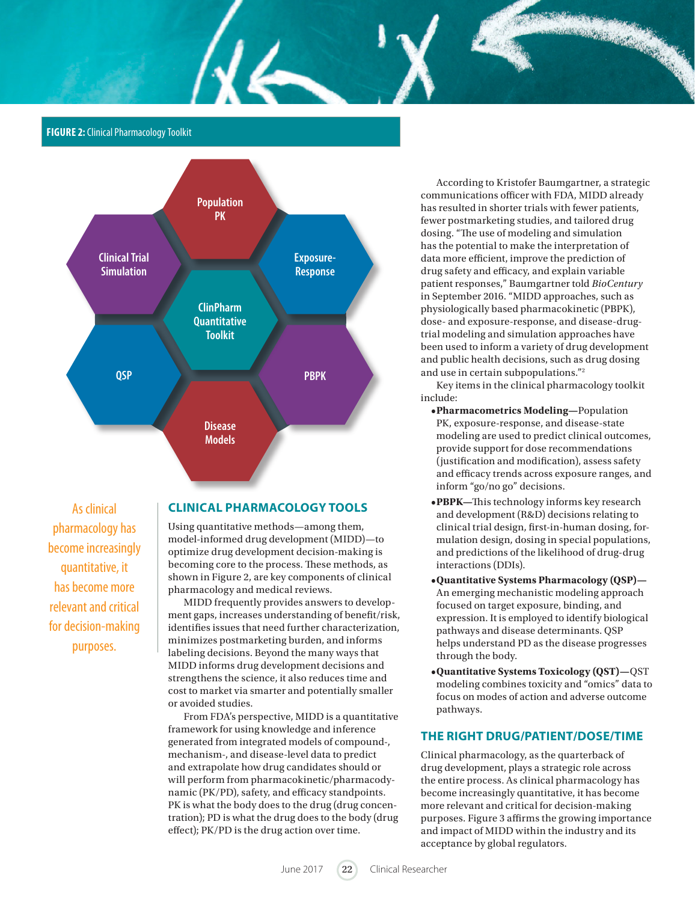**FIGURE 2:** Clinical Pharmacology Toolkit

Population PK

Clinical Trial Simulation

Exposure-Response

ClinPharm Quantitative Toolkit

QSP

PBPK

Disease Models

> As clinical pharmacology has become increasingly quantitative, it has become more relevant and critical for decision-making purposes.

## CLINICAL PHARMACOLOGY TOOLS

Using quantitative methods—among them, model-informed drug development (MIDD)—to optimize drug development decision-making is becoming core to the process. These methods, as shown in Figure 2, are key components of clinical pharmacology and medical reviews.

MIDD frequently provides answers to development gaps, increases understanding of benefit/risk, identifies issues that need further characterization, minimizes postmarketing burden, and informs labeling decisions. Beyond the many ways that MIDD informs drug development decisions and strengthens the science, it also reduces time and cost to market via smarter and potentially smaller or avoided studies.

From FDA's perspective, MIDD is a quantitative framework for using knowledge and inference generated from integrated models of compound-, mechanism-, and disease-level data to predict and extrapolate how drug candidates should or will perform from pharmacokinetic/pharmacodynamic (PK/PD), safety, and efficacy standpoints. PK is what the body does to the drug (drug concentration); PD is what the drug does to the body (drug effect); PK/PD is the drug action over time.

According to Kristofer Baumgartner, a strategic communications officer with FDA, MIDD already has resulted in shorter trials with fewer patients, fewer postmarketing studies, and tailored drug dosing. "The use of modeling and simulation has the potential to make the interpretation of data more efficient, improve the prediction of drug safety and efficacy, and explain variable patient responses," Baumgartner told *BioCentury* in September 2016. "MIDD approaches, such as physiologically based pharmacokinetic (PBPK), dose- and exposure-response, and disease-drug-trial modeling and simulation approaches have been used to inform a variety of drug development and public health decisions, such as drug dosing and use in certain subpopulations."[2]

Key items in the clinical pharmacology toolkit include:

- **Pharmacometrics Modeling—**Population PK, exposure-response, and disease-state modeling are used to predict clinical outcomes, provide support for dose recommendations (justification and modification), assess safety and efficacy trends across exposure ranges, and inform "go/no go" decisions.
- **PBPK—**This technology informs key research and development (R&D) decisions relating to clinical trial design, first-in-human dosing, formulation design, dosing in special populations, and predictions of the likelihood of drug-drug interactions (DDIs).
- **Quantitative Systems Pharmacology (QSP)—**An emerging mechanistic modeling approach focused on target exposure, binding, and expression. It is employed to identify biological pathways and disease determinants. QSP helps understand PD as the disease progresses through the body.
- **Quantitative Systems Toxicology (QST)—**QST modeling combines toxicity and "omics" data to focus on modes of action and adverse outcome pathways.

## THE RIGHT DRUG/PATIENT/DOSE/TIME

Clinical pharmacology, as the quarterback of drug development, plays a strategic role across the entire process. As clinical pharmacology has become increasingly quantitative, it has become more relevant and critical for decision-making purposes. Figure 3 affirms the growing importance and impact of MIDD within the industry and its acceptance by global regulators.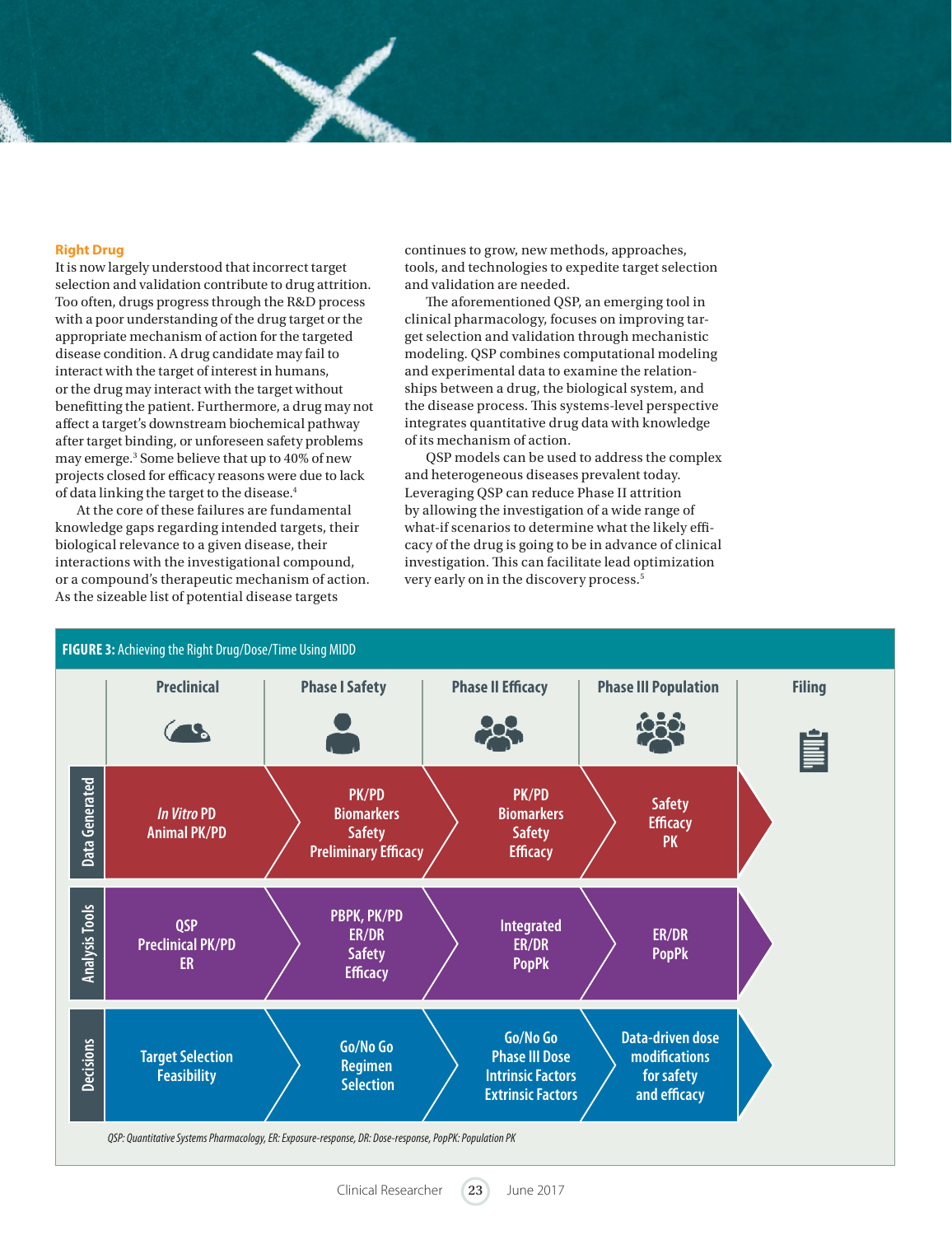## Right Drug

It is now largely understood that incorrect target selection and validation contribute to drug attrition. Too often, drugs progress through the R&D process with a poor understanding of the drug target or the appropriate mechanism of action for the targeted disease condition. A drug candidate may fail to interact with the target of interest in humans, or the drug may interact with the target without benefitting the patient. Furthermore, a drug may not affect a target's downstream biochemical pathway after target binding, or unforeseen safety problems may emerge.[3] Some believe that up to 40% of new projects closed for efficacy reasons were due to lack of data linking the target to the disease.[4]

At the core of these failures are fundamental knowledge gaps regarding intended targets, their biological relevance to a given disease, their interactions with the investigational compound, or a compound's therapeutic mechanism of action. As the sizeable list of potential disease targets continues to grow, new methods, approaches, tools, and technologies to expedite target selection and validation are needed.

The aforementioned QSP, an emerging tool in clinical pharmacology, focuses on improving target selection and validation through mechanistic modeling. QSP combines computational modeling and experimental data to examine the relationships between a drug, the biological system, and the disease process. This systems-level perspective integrates quantitative drug data with knowledge of its mechanism of action.

QSP models can be used to address the complex and heterogeneous diseases prevalent today. Leveraging QSP can reduce Phase II attrition by allowing the investigation of a wide range of what-if scenarios to determine what the likely efficacy of the drug is going to be in advance of clinical investigation. This can facilitate lead optimization very early on in the discovery process.[5]

**FIGURE 3:** Achieving the Right Drug/Dose/Time Using MIDD

| | Preclinical | Phase I Safety | Phase II Efficacy | Phase III Population | Filing |
|---|---|---|---|---|---|
| **Data Generated** | *In Vitro* PD<br>Animal PK/PD | PK/PD<br>Biomarkers<br>Safety<br>Preliminary Efficacy | PK/PD<br>Biomarkers<br>Safety<br>Efficacy | Safety<br>Efficacy<br>PK | |
| **Analysis Tools** | QSP<br>Preclinical PK/PD<br>ER | PBPK, PK/PD<br>ER/DR<br>Safety<br>Efficacy | Integrated<br>ER/DR<br>PopPk | ER/DR<br>PopPk | |
| **Decisions** | Target Selection<br>Feasibility | Go/No Go<br>Regimen<br>Selection | Go/No Go<br>Phase III Dose<br>Intrinsic Factors<br>Extrinsic Factors | Data-driven dose modifications for safety and efficacy | |

*QSP: Quantitative Systems Pharmacology, ER: Exposure-response, DR: Dose-response, PopPK: Population PK*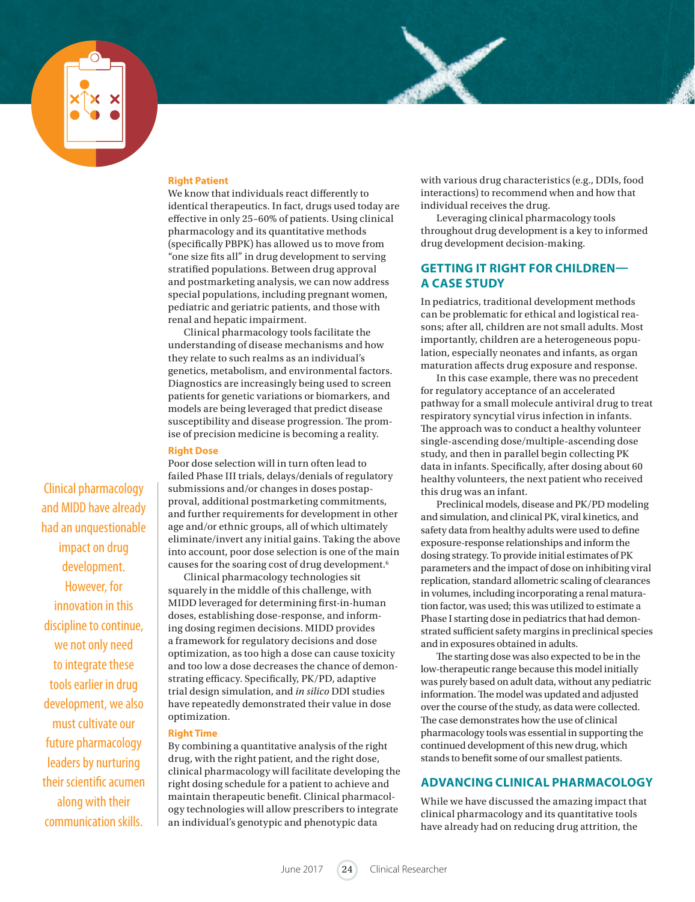#### Right Patient

We know that individuals react differently to identical therapeutics. In fact, drugs used today are effective in only 25–60% of patients. Using clinical pharmacology and its quantitative methods (specifically PBPK) has allowed us to move from "one size fits all" in drug development to serving stratified populations. Between drug approval and postmarketing analysis, we can now address special populations, including pregnant women, pediatric and geriatric patients, and those with renal and hepatic impairment.

Clinical pharmacology tools facilitate the understanding of disease mechanisms and how they relate to such realms as an individual's genetics, metabolism, and environmental factors. Diagnostics are increasingly being used to screen patients for genetic variations or biomarkers, and models are being leveraged that predict disease susceptibility and disease progression. The promise of precision medicine is becoming a reality.

#### Right Dose

Poor dose selection will in turn often lead to failed Phase III trials, delays/denials of regulatory submissions and/or changes in doses postapproval, additional postmarketing commitments, and further requirements for development in other age and/or ethnic groups, all of which ultimately eliminate/invert any initial gains. Taking the above into account, poor dose selection is one of the main causes for the soaring cost of drug development.[6]

Clinical pharmacology technologies sit squarely in the middle of this challenge, with MIDD leveraged for determining first-in-human doses, establishing dose-response, and informing dosing regimen decisions. MIDD provides a framework for regulatory decisions and dose optimization, as too high a dose can cause toxicity and too low a dose decreases the chance of demonstrating efficacy. Specifically, PK/PD, adaptive trial design simulation, and *in silico* DDI studies have repeatedly demonstrated their value in dose optimization.

> Clinical pharmacology and MIDD have already had an unquestionable impact on drug development. However, for innovation in this discipline to continue, we not only need to integrate these tools earlier in drug development, we also must cultivate our future pharmacology leaders by nurturing their scientific acumen along with their communication skills.

#### Right Time

By combining a quantitative analysis of the right drug, with the right patient, and the right dose, clinical pharmacology will facilitate developing the right dosing schedule for a patient to achieve and maintain therapeutic benefit. Clinical pharmacology technologies will allow prescribers to integrate an individual's genotypic and phenotypic data with various drug characteristics (e.g., DDIs, food interactions) to recommend when and how that individual receives the drug.

Leveraging clinical pharmacology tools throughout drug development is a key to informed drug development decision-making.

## GETTING IT RIGHT FOR CHILDREN—A CASE STUDY

In pediatrics, traditional development methods can be problematic for ethical and logistical reasons; after all, children are not small adults. Most importantly, children are a heterogeneous population, especially neonates and infants, as organ maturation affects drug exposure and response.

In this case example, there was no precedent for regulatory acceptance of an accelerated pathway for a small molecule antiviral drug to treat respiratory syncytial virus infection in infants. The approach was to conduct a healthy volunteer single-ascending dose/multiple-ascending dose study, and then in parallel begin collecting PK data in infants. Specifically, after dosing about 60 healthy volunteers, the next patient who received this drug was an infant.

Preclinical models, disease and PK/PD modeling and simulation, and clinical PK, viral kinetics, and safety data from healthy adults were used to define exposure-response relationships and inform the dosing strategy. To provide initial estimates of PK parameters and the impact of dose on inhibiting viral replication, standard allometric scaling of clearances in volumes, including incorporating a renal maturation factor, was used; this was utilized to estimate a Phase I starting dose in pediatrics that had demonstrated sufficient safety margins in preclinical species and in exposures obtained in adults.

The starting dose was also expected to be in the low-therapeutic range because this model initially was purely based on adult data, without any pediatric information. The model was updated and adjusted over the course of the study, as data were collected. The case demonstrates how the use of clinical pharmacology tools was essential in supporting the continued development of this new drug, which stands to benefit some of our smallest patients.

## ADVANCING CLINICAL PHARMACOLOGY

While we have discussed the amazing impact that clinical pharmacology and its quantitative tools have already had on reducing drug attrition, the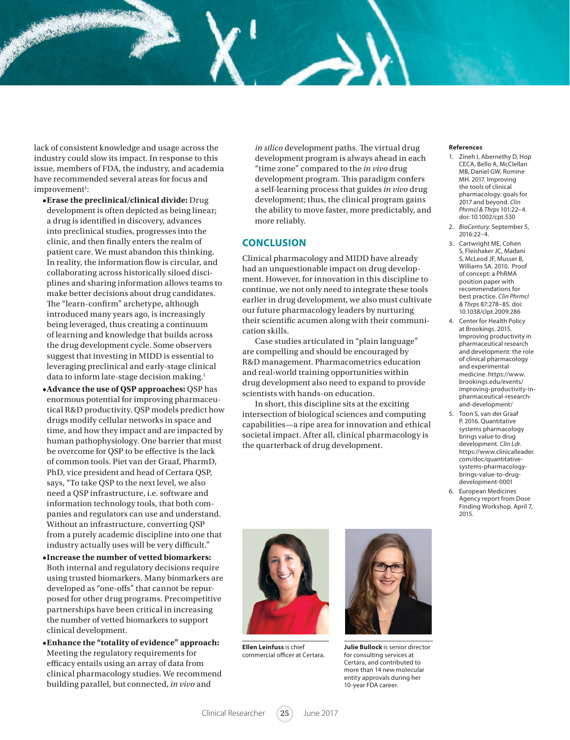lack of consistent knowledge and usage across the industry could slow its impact. In response to this issue, members of FDA, the industry, and academia have recommended several areas for focus and improvement[1]:

- **Erase the preclinical/clinical divide:** Drug development is often depicted as being linear; a drug is identified in discovery, advances into preclinical studies, progresses into the clinic, and then finally enters the realm of patient care. We must abandon this thinking. In reality, the information flow is circular, and collaborating across historically siloed disciplines and sharing information allows teams to make better decisions about drug candidates. The "learn-confirm" archetype, although introduced many years ago, is increasingly being leveraged, thus creating a continuum of learning and knowledge that builds across the drug development cycle. Some observers suggest that investing in MIDD is essential to leveraging preclinical and early-stage clinical data to inform late-stage decision making.[1]
- **Advance the use of QSP approaches:** QSP has enormous potential for improving pharmaceutical R&D productivity. QSP models predict how drugs modify cellular networks in space and time, and how they impact and are impacted by human pathophysiology. One barrier that must be overcome for QSP to be effective is the lack of common tools. Piet van der Graaf, PharmD, PhD, vice president and head of Certara QSP, says, "To take QSP to the next level, we also need a QSP infrastructure, i.e. software and information technology tools, that both companies and regulators can use and understand. Without an infrastructure, converting QSP from a purely academic discipline into one that industry actually uses will be very difficult."
- **Increase the number of vetted biomarkers:** Both internal and regulatory decisions require using trusted biomarkers. Many biomarkers are developed as "one-offs" that cannot be repurposed for other drug programs. Precompetitive partnerships have been critical in increasing the number of vetted biomarkers to support clinical development.
- **Enhance the "totality of evidence" approach:** Meeting the regulatory requirements for efficacy entails using an array of data from clinical pharmacology studies. We recommend building parallel, but connected, *in vivo* and *in silico* development paths. The virtual drug development program is always ahead in each "time zone" compared to the *in vivo* drug development program. This paradigm confers a self-learning process that guides *in vivo* drug development; thus, the clinical program gains the ability to move faster, more predictably, and more reliably.

## CONCLUSION

Clinical pharmacology and MIDD have already had an unquestionable impact on drug development. However, for innovation in this discipline to continue, we not only need to integrate these tools earlier in drug development, we also must cultivate our future pharmacology leaders by nurturing their scientific acumen along with their communication skills.

Case studies articulated in "plain language" are compelling and should be encouraged by R&D management. Pharmacometrics education and real-world training opportunities within drug development also need to expand to provide scientists with hands-on education.

In short, this discipline sits at the exciting intersection of biological sciences and computing capabilities—a ripe area for innovation and ethical societal impact. After all, clinical pharmacology is the quarterback of drug development.

**Ellen Leinfuss** is chief commercial officer at Certara.

**Julie Bullock** is senior director for consulting services at Certara, and contributed to more than 14 new molecular entity approvals during her 10-year FDA career.

**References**

1. Zineh I, Abernethy D, Hop CECA, Bello A, McClellan MB, Daniel GW, Romine MH. 2017. Improving the tools of clinical pharmacology: goals for 2017 and beyond. *Clin Phrmcl & Thrps* 101:22–4. doi: 10.1002/cpt.530
2. *BioCentury.* September 5, 2016:22–4.
3. Cartwright ME, Cohen S, Fleishaker JC, Madani S, McLeod JF, Musser B, Williams SA. 2010. Proof of concept: a PhRMA position paper with recommendations for best practice. *Clin Phrmcl & Thrps* 87:278–85. doi: 10.1038/clpt.2009.286
4. Center for Health Policy at Brookings. 2015. Improving productivity in pharmaceutical research and development: the role of clinical pharmacology and experimental medicine. https://www.brookings.edu/events/improving-productivity-in-pharmaceutical-research-and-development/
5. Toon S, van der Graaf P. 2016. Quantitative systems pharmacology brings value to drug development. *Clin Ldr.* https://www.clinicalleader.com/doc/quantitative-systems-pharmacology-brings-value-to-drug-development-0001
6. European Medicines Agency report from Dose Finding Workshop. April 7, 2015.